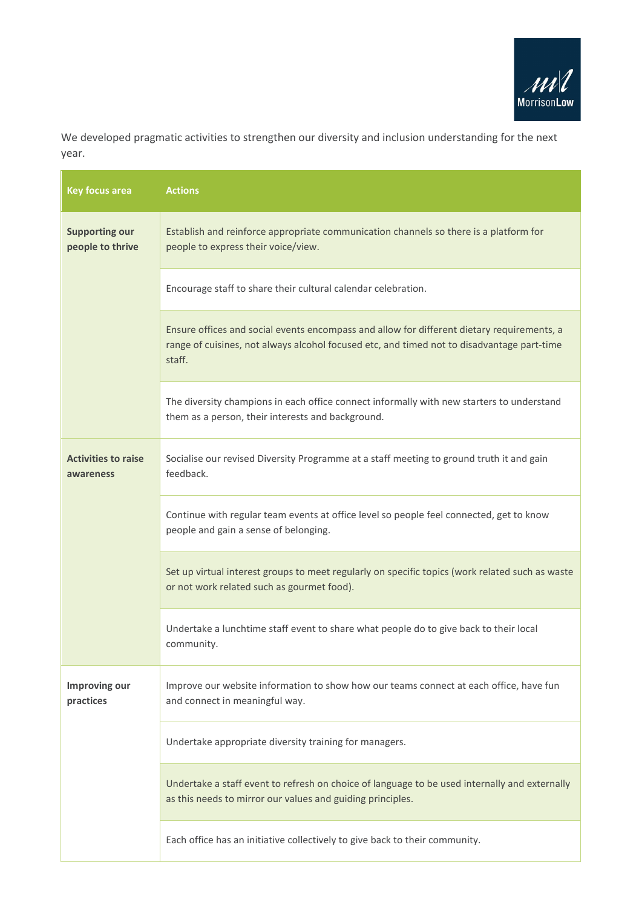We developed pragmatic activities to strengthen our diversity and inclusion understanding for the next year.

| Key focus area | Actions |
| --- | --- |
| **Supporting our people to thrive** | Establish and reinforce appropriate communication channels so there is a platform for people to express their voice/view. |
| | Encourage staff to share their cultural calendar celebration. |
| | Ensure offices and social events encompass and allow for different dietary requirements, a range of cuisines, not always alcohol focused etc, and timed not to disadvantage part-time staff. |
| | The diversity champions in each office connect informally with new starters to understand them as a person, their interests and background. |
| **Activities to raise awareness** | Socialise our revised Diversity Programme at a staff meeting to ground truth it and gain feedback. |
| | Continue with regular team events at office level so people feel connected, get to know people and gain a sense of belonging. |
| | Set up virtual interest groups to meet regularly on specific topics (work related such as waste or not work related such as gourmet food). |
| | Undertake a lunchtime staff event to share what people do to give back to their local community. |
| **Improving our practices** | Improve our website information to show how our teams connect at each office, have fun and connect in meaningful way. |
| | Undertake appropriate diversity training for managers. |
| | Undertake a staff event to refresh on choice of language to be used internally and externally as this needs to mirror our values and guiding principles. |
| | Each office has an initiative collectively to give back to their community. |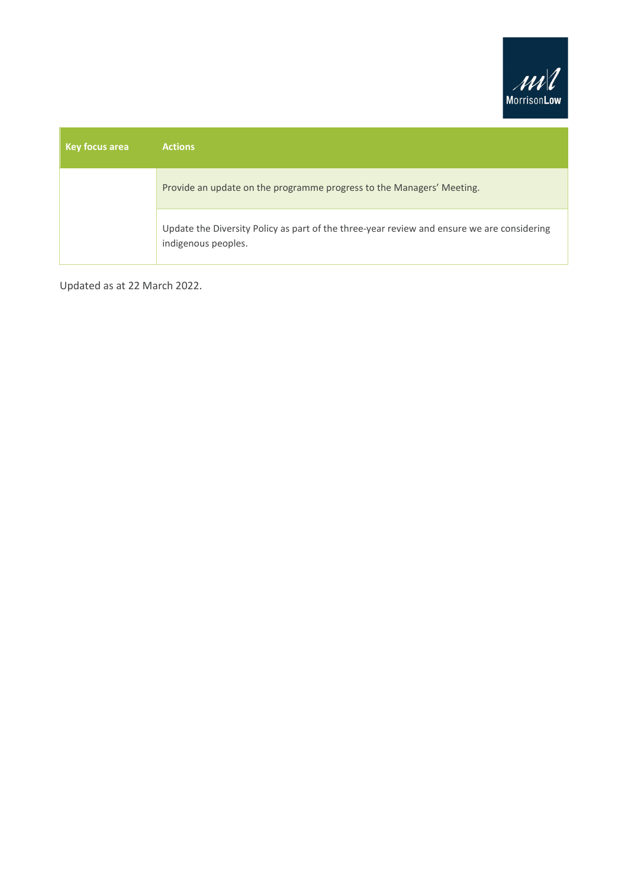| Key focus area | Actions |
|---|---|
| | Provide an update on the programme progress to the Managers' Meeting. |
| | Update the Diversity Policy as part of the three-year review and ensure we are considering indigenous peoples. |

Updated as at 22 March 2022.